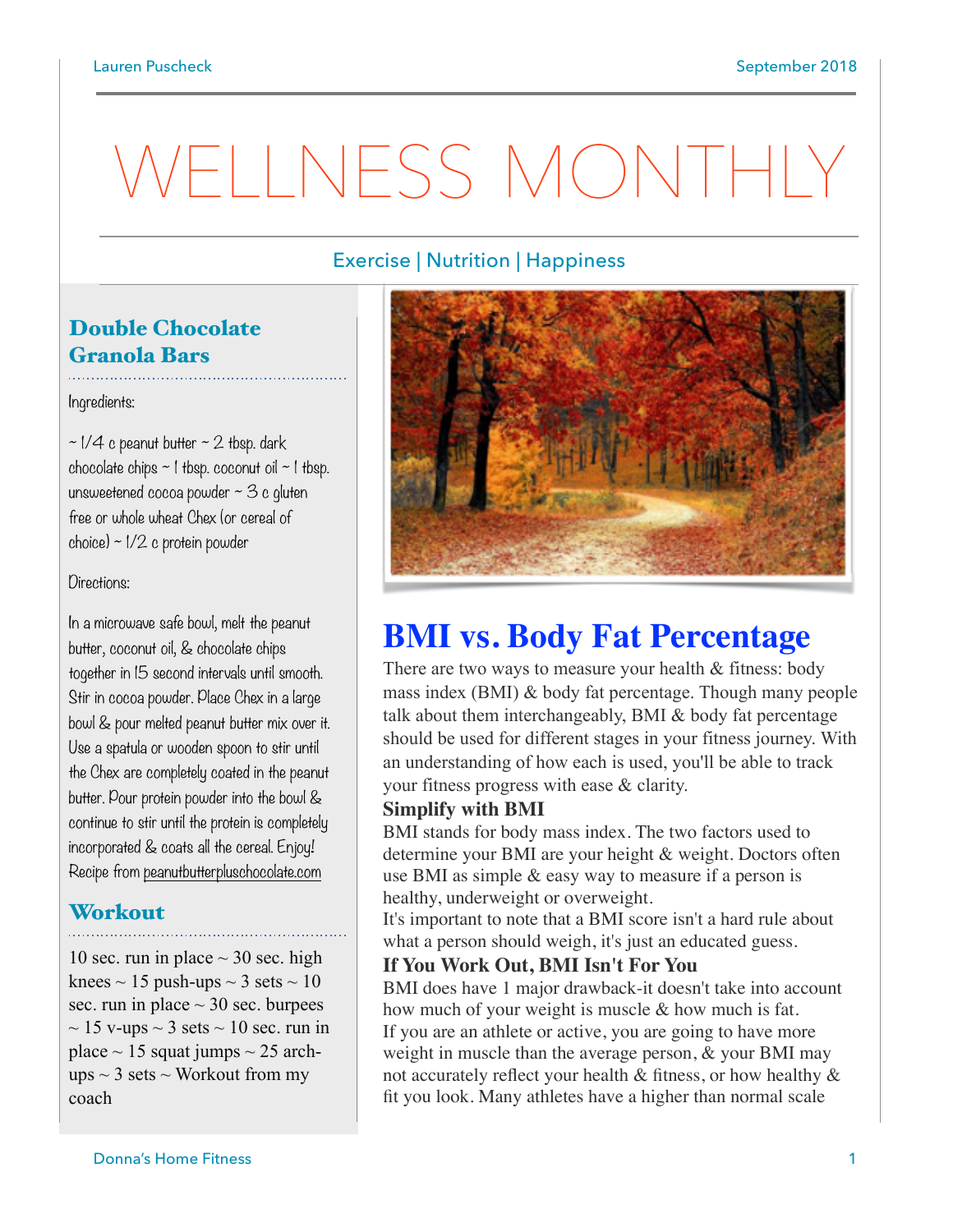# WELLNESS MONTHLY

Exercise | Nutrition | Happiness

## Double Chocolate Granola Bars

Ingredients:

~ 1/4 c peanut butter ~ 2 tbsp. dark chocolate chips ~ 1 tbsp. coconut oil ~ 1 tbsp. unsweetened cocoa powder ~ 3 c gluten free or whole wheat Chex (or cereal of choice) ~ 1/2 c protein powder

Directions:

In a microwave safe bowl, melt the peanut butter, coconut oil, & chocolate chips together in 15 second intervals until smooth. Stir in cocoa powder. Place Chex in a large bowl & pour melted peanut butter mix over it. Use a spatula or wooden spoon to stir until the Chex are completely coated in the peanut butter. Pour protein powder into the bowl & continue to stir until the protein is completely incorporated & coats all the cereal. Enjoy! Recipe from peanutbutterpluschocolate.com

## Workout

10 sec. run in place ~ 30 sec. high knees ~ 15 push-ups ~ 3 sets ~ 10 sec. run in place ~ 30 sec. burpees ~ 15 v-ups ~ 3 sets ~ 10 sec. run in place ~ 15 squat jumps ~ 25 arch-ups ~ 3 sets ~ Workout from my coach

## BMI vs. Body Fat Percentage

There are two ways to measure your health & fitness: body mass index (BMI) & body fat percentage. Though many people talk about them interchangeably, BMI & body fat percentage should be used for different stages in your fitness journey. With an understanding of how each is used, you'll be able to track your fitness progress with ease & clarity.

### Simplify with BMI

BMI stands for body mass index. The two factors used to determine your BMI are your height & weight. Doctors often use BMI as simple & easy way to measure if a person is healthy, underweight or overweight.

It's important to note that a BMI score isn't a hard rule about what a person should weigh, it's just an educated guess.

### If You Work Out, BMI Isn't For You

BMI does have 1 major drawback-it doesn't take into account how much of your weight is muscle & how much is fat.

If you are an athlete or active, you are going to have more weight in muscle than the average person, & your BMI may not accurately reflect your health & fitness, or how healthy & fit you look. Many athletes have a higher than normal scale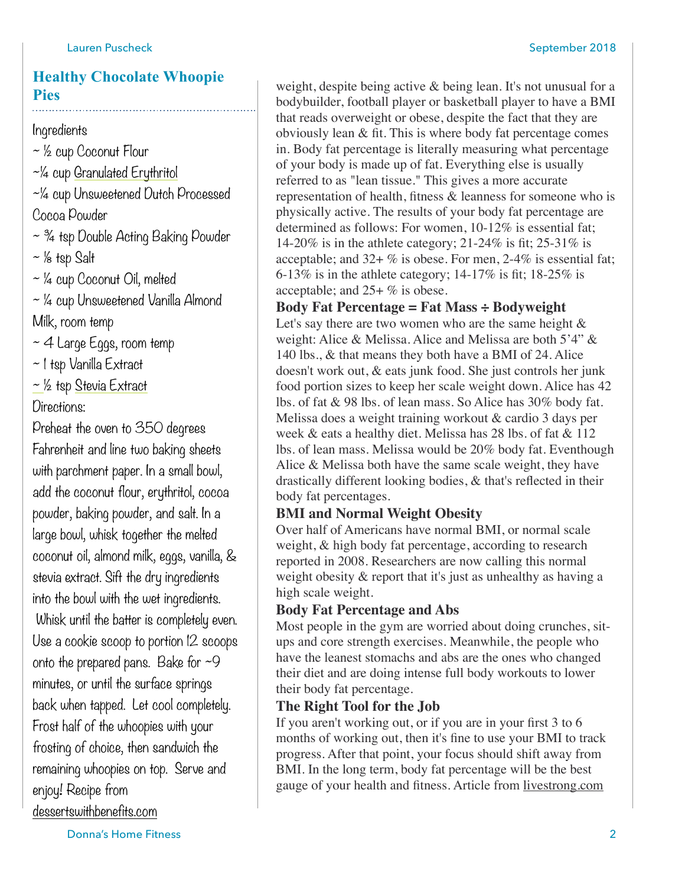## Healthy Chocolate Whoopie Pies

Ingredients

- ½ cup Coconut Flour
- ¼ cup Granulated Erythritol
- ¼ cup Unsweetened Dutch Processed Cocoa Powder
- ¾ tsp Double Acting Baking Powder
- ⅛ tsp Salt
- ¼ cup Coconut Oil, melted
- ¼ cup Unsweetened Vanilla Almond Milk, room temp
- 4 Large Eggs, room temp
- 1 tsp Vanilla Extract
- ½ tsp Stevia Extract

Directions:

Preheat the oven to 350 degrees Fahrenheit and line two baking sheets with parchment paper. In a small bowl, add the coconut flour, erythritol, cocoa powder, baking powder, and salt. In a large bowl, whisk together the melted coconut oil, almond milk, eggs, vanilla, & stevia extract. Sift the dry ingredients into the bowl with the wet ingredients. Whisk until the batter is completely even. Use a cookie scoop to portion 12 scoops onto the prepared pans. Bake for ~9 minutes, or until the surface springs back when tapped. Let cool completely. Frost half of the whoopies with your frosting of choice, then sandwich the remaining whoopies on top. Serve and enjoy! Recipe from dessertswithbenefits.com

weight, despite being active & being lean. It's not unusual for a bodybuilder, football player or basketball player to have a BMI that reads overweight or obese, despite the fact that they are obviously lean & fit. This is where body fat percentage comes in. Body fat percentage is literally measuring what percentage of your body is made up of fat. Everything else is usually referred to as "lean tissue." This gives a more accurate representation of health, fitness & leanness for someone who is physically active. The results of your body fat percentage are determined as follows: For women, 10-12% is essential fat; 14-20% is in the athlete category; 21-24% is fit; 25-31% is acceptable; and 32+ % is obese. For men, 2-4% is essential fat; 6-13% is in the athlete category; 14-17% is fit; 18-25% is acceptable; and 25+ % is obese.

**Body Fat Percentage = Fat Mass ÷ Bodyweight**

Let's say there are two women who are the same height & weight: Alice & Melissa. Alice and Melissa are both 5'4" & 140 lbs., & that means they both have a BMI of 24. Alice doesn't work out, & eats junk food. She just controls her junk food portion sizes to keep her scale weight down. Alice has 42 lbs. of fat & 98 lbs. of lean mass. So Alice has 30% body fat. Melissa does a weight training workout & cardio 3 days per week & eats a healthy diet. Melissa has 28 lbs. of fat & 112 lbs. of lean mass. Melissa would be 20% body fat. Eventhough Alice & Melissa both have the same scale weight, they have drastically different looking bodies, & that's reflected in their body fat percentages.

**BMI and Normal Weight Obesity**

Over half of Americans have normal BMI, or normal scale weight, & high body fat percentage, according to research reported in 2008. Researchers are now calling this normal weight obesity & report that it's just as unhealthy as having a high scale weight.

**Body Fat Percentage and Abs**

Most people in the gym are worried about doing crunches, sit-ups and core strength exercises. Meanwhile, the people who have the leanest stomachs and abs are the ones who changed their diet and are doing intense full body workouts to lower their body fat percentage.

**The Right Tool for the Job**

If you aren't working out, or if you are in your first 3 to 6 months of working out, then it's fine to use your BMI to track progress. After that point, your focus should shift away from BMI. In the long term, body fat percentage will be the best gauge of your health and fitness. Article from livestrong.com